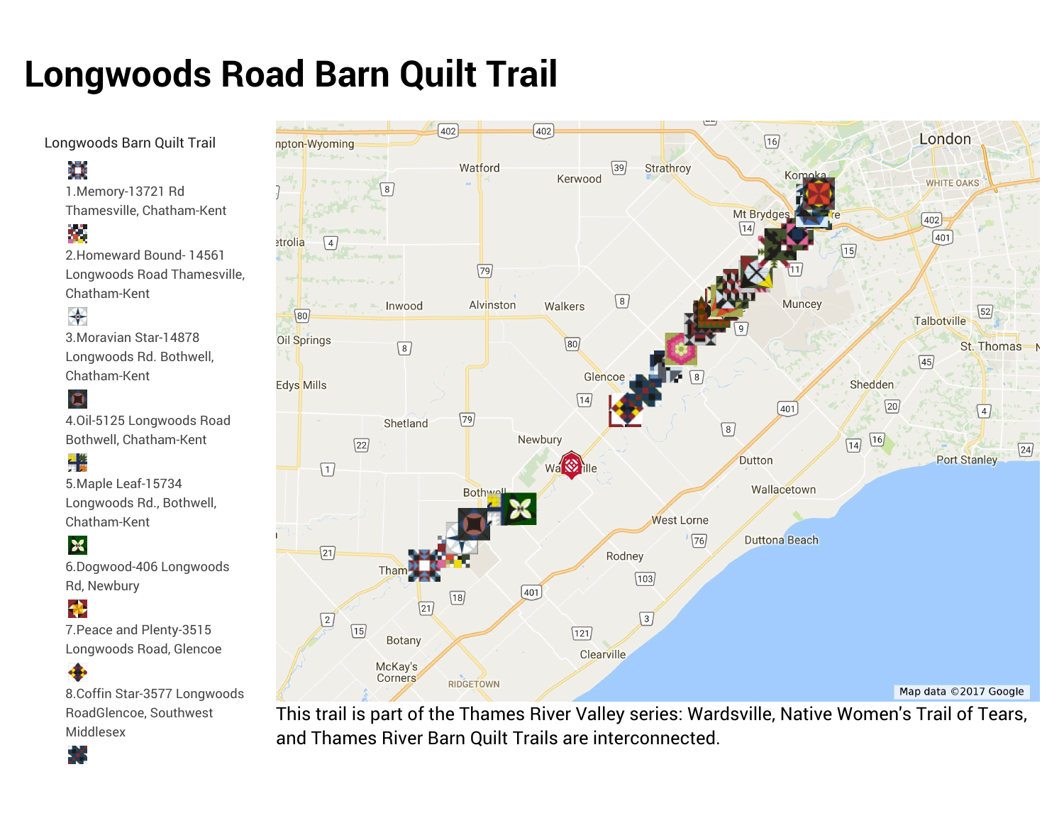# Longwoods Road Barn Quilt Trail

Longwoods Barn Quilt Trail

1.Memory-13721 Rd Thamesville, Chatham-Kent

2.Homeward Bound- 14561 Longwoods Road Thamesville, Chatham-Kent

3.Moravian Star-14878 Longwoods Rd. Bothwell, Chatham-Kent

4.Oil-5125 Longwoods Road Bothwell, Chatham-Kent

5.Maple Leaf-15734 Longwoods Rd., Bothwell, Chatham-Kent

6.Dogwood-406 Longwoods Rd, Newbury

7.Peace and Plenty-3515 Longwoods Road, Glencoe

8.Coffin Star-3577 Longwoods RoadGlencoe, Southwest Middlesex

This trail is part of the Thames River Valley series: Wardsville, Native Women's Trail of Tears, and Thames River Barn Quilt Trails are interconnected.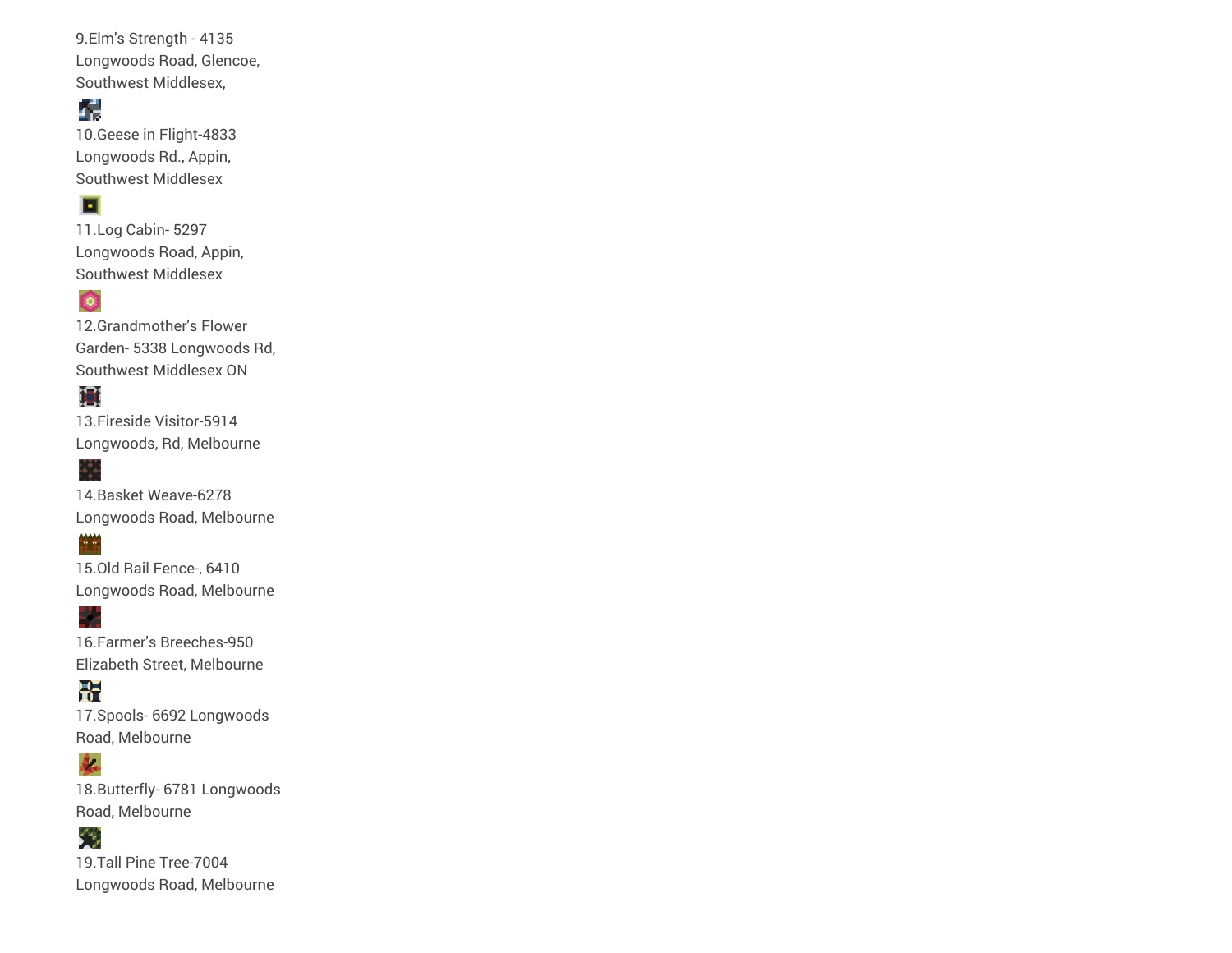9.Elm's Strength - 4135 Longwoods Road, Glencoe, Southwest Middlesex,

10.Geese in Flight-4833 Longwoods Rd., Appin, Southwest Middlesex

11.Log Cabin- 5297 Longwoods Road, Appin, Southwest Middlesex

12.Grandmother's Flower Garden- 5338 Longwoods Rd, Southwest Middlesex ON

13.Fireside Visitor-5914 Longwoods, Rd, Melbourne

14.Basket Weave-6278 Longwoods Road, Melbourne

15.Old Rail Fence-, 6410 Longwoods Road, Melbourne

16.Farmer's Breeches-950 Elizabeth Street, Melbourne

17.Spools- 6692 Longwoods Road, Melbourne

18.Butterfly- 6781 Longwoods Road, Melbourne

19.Tall Pine Tree-7004 Longwoods Road, Melbourne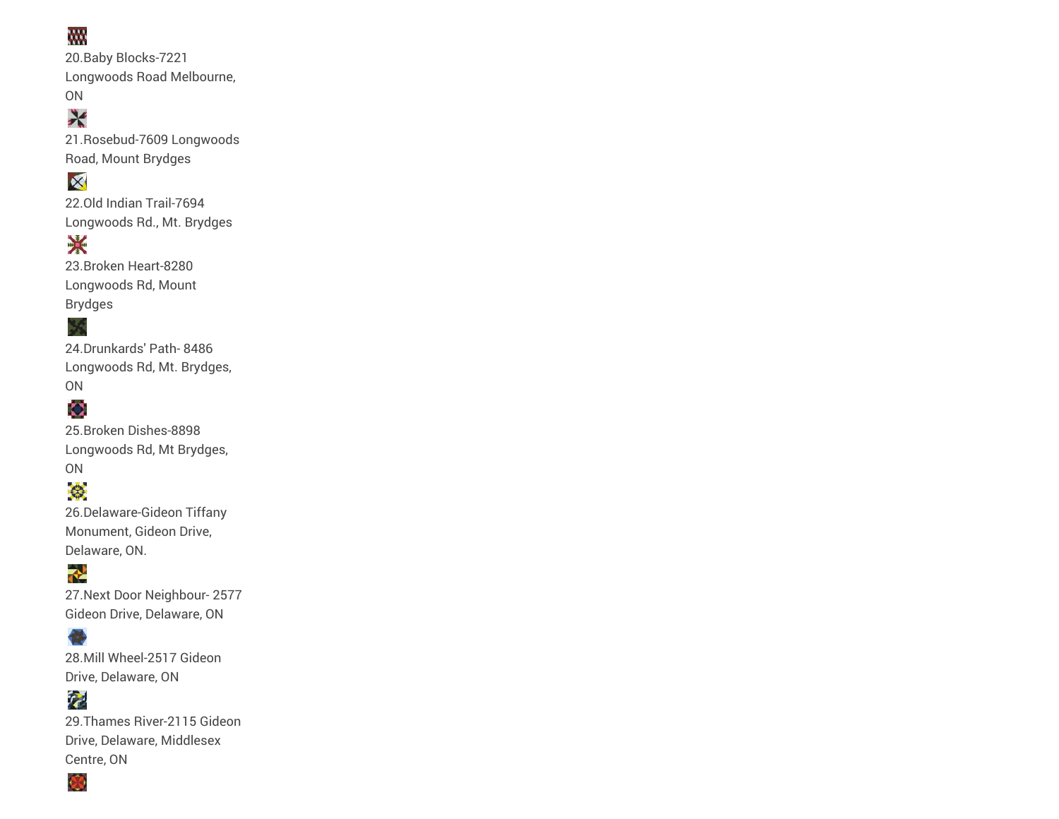20.Baby Blocks-7221 Longwoods Road Melbourne, ON

21.Rosebud-7609 Longwoods Road, Mount Brydges

22.Old Indian Trail-7694 Longwoods Rd., Mt. Brydges

23.Broken Heart-8280 Longwoods Rd, Mount Brydges

24.Drunkards' Path- 8486 Longwoods Rd, Mt. Brydges, ON

25.Broken Dishes-8898 Longwoods Rd, Mt Brydges, ON

26.Delaware-Gideon Tiffany Monument, Gideon Drive, Delaware, ON.

27.Next Door Neighbour- 2577 Gideon Drive, Delaware, ON

28.Mill Wheel-2517 Gideon Drive, Delaware, ON

29.Thames River-2115 Gideon Drive, Delaware, Middlesex Centre, ON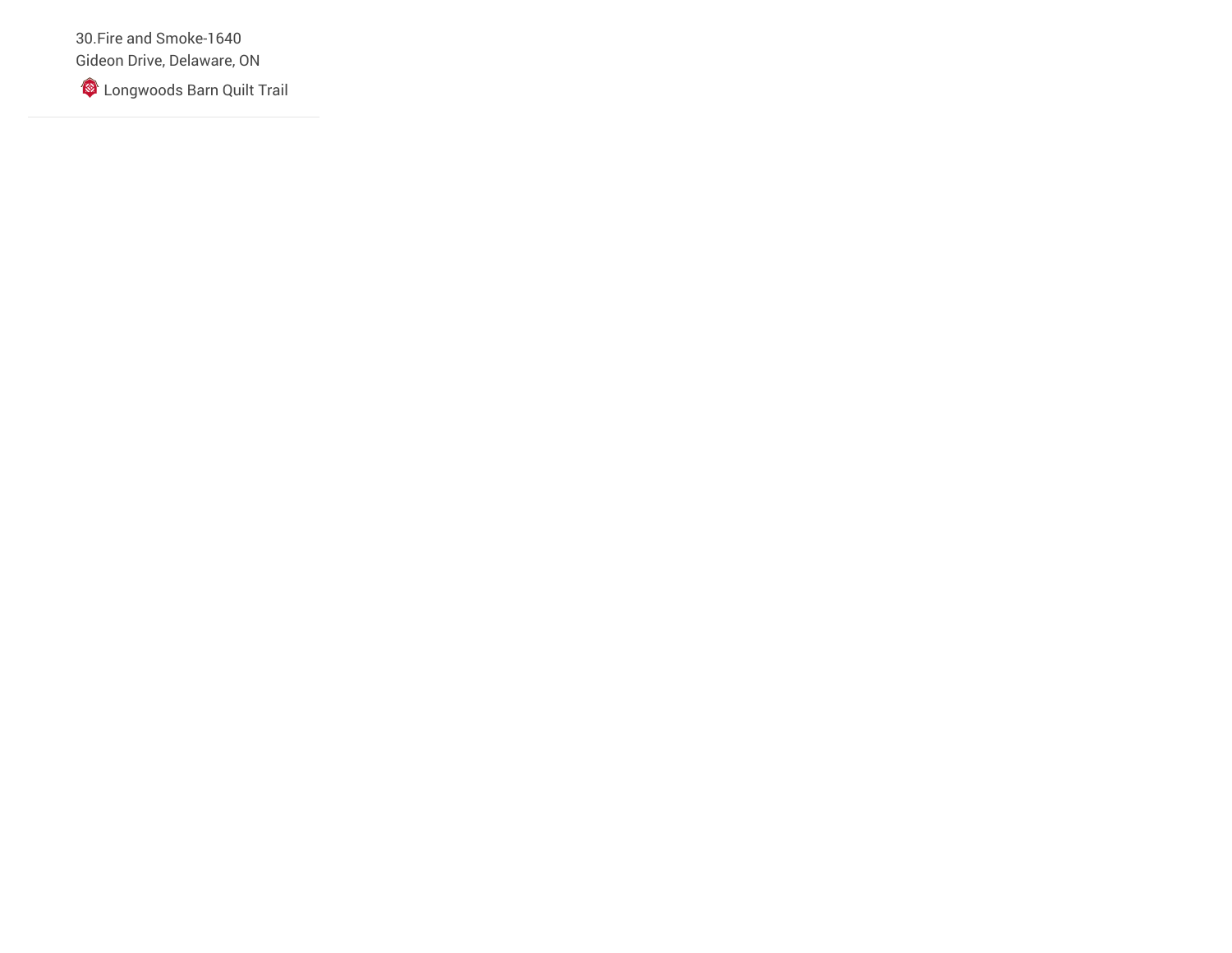30.Fire and Smoke-1640
Gideon Drive, Delaware, ON

Longwoods Barn Quilt Trail